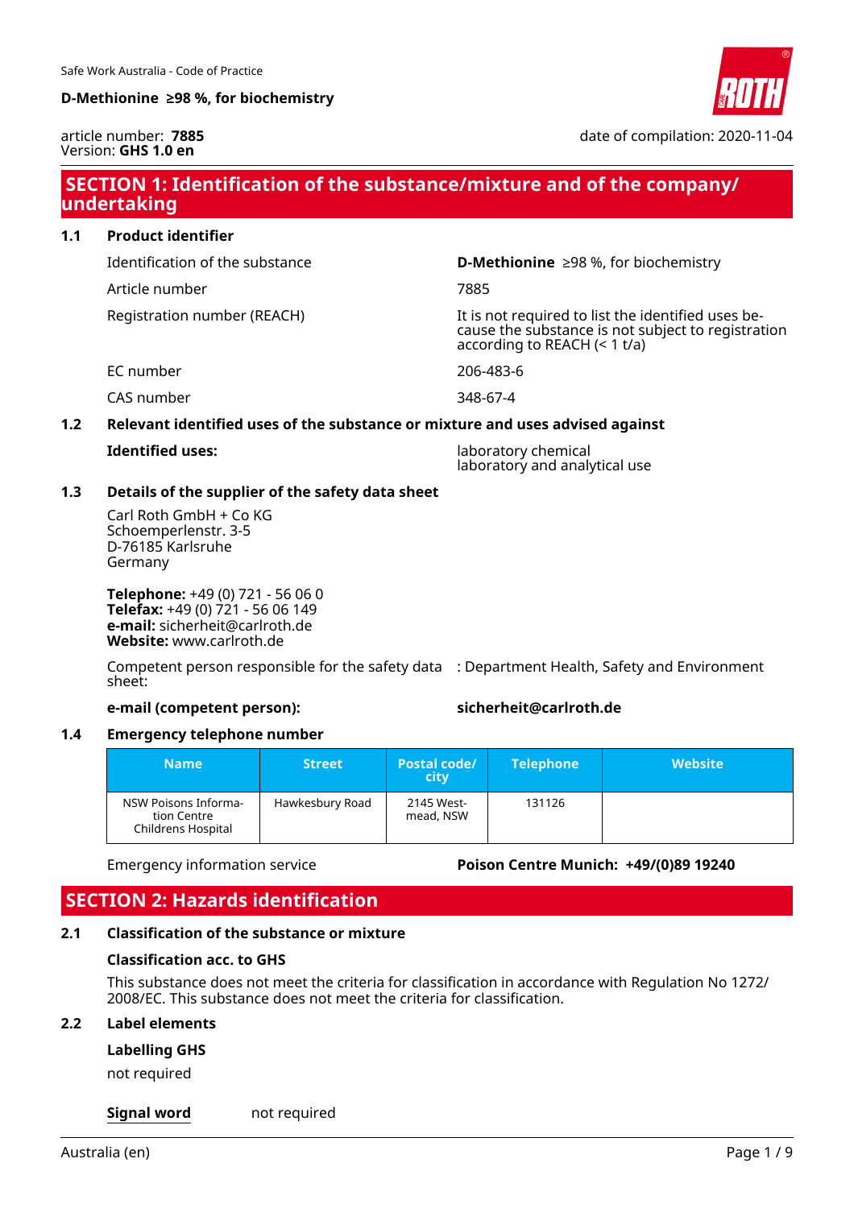Safe Work Australia - Code of Practice

**D-Methionine ≥98 %, for biochemistry**

article number: **7885**
Version: **GHS 1.0 en**

date of compilation: 2020-11-04

# SECTION 1: Identification of the substance/mixture and of the company/undertaking

## 1.1 Product identifier

| | |
|---|---|
| Identification of the substance | **D-Methionine** ≥98 %, for biochemistry |
| Article number | 7885 |
| Registration number (REACH) | It is not required to list the identified uses because the substance is not subject to registration according to REACH (< 1 t/a) |
| EC number | 206-483-6 |
| CAS number | 348-67-4 |

## 1.2 Relevant identified uses of the substance or mixture and uses advised against

**Identified uses:** laboratory chemical
laboratory and analytical use

## 1.3 Details of the supplier of the safety data sheet

Carl Roth GmbH + Co KG
Schoemperlenstr. 3-5
D-76185 Karlsruhe
Germany

**Telephone:** +49 (0) 721 - 56 06 0
**Telefax:** +49 (0) 721 - 56 06 149
**e-mail:** sicherheit@carlroth.de
**Website:** www.carlroth.de

Competent person responsible for the safety data sheet: : Department Health, Safety and Environment

**e-mail (competent person):** **sicherheit@carlroth.de**

## 1.4 Emergency telephone number

| Name | Street | Postal code/city | Telephone | Website |
|---|---|---|---|---|
| NSW Poisons Information Centre Childrens Hospital | Hawkesbury Road | 2145 Westmead, NSW | 131126 | |

Emergency information service **Poison Centre Munich: +49/(0)89 19240**

# SECTION 2: Hazards identification

## 2.1 Classification of the substance or mixture

### Classification acc. to GHS

This substance does not meet the criteria for classification in accordance with Regulation No 1272/2008/EC. This substance does not meet the criteria for classification.

## 2.2 Label elements

### Labelling GHS

not required

**Signal word** not required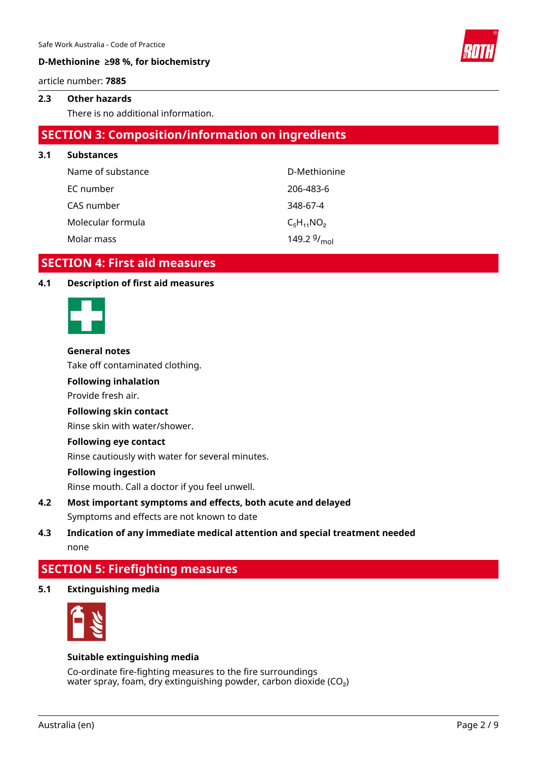### 2.3 Other hazards

There is no additional information.

## SECTION 3: Composition/information on ingredients

### 3.1 Substances

| | |
|---|---|
| Name of substance | D-Methionine |
| EC number | 206-483-6 |
| CAS number | 348-67-4 |
| Molecular formula | $C_5H_{11}NO_2$ |
| Molar mass | 149.2 $^{g}/_{mol}$ |

## SECTION 4: First aid measures

### 4.1 Description of first aid measures

**General notes**

Take off contaminated clothing.

**Following inhalation**

Provide fresh air.

**Following skin contact**

Rinse skin with water/shower.

**Following eye contact**

Rinse cautiously with water for several minutes.

**Following ingestion**

Rinse mouth. Call a doctor if you feel unwell.

### 4.2 Most important symptoms and effects, both acute and delayed

Symptoms and effects are not known to date

### 4.3 Indication of any immediate medical attention and special treatment needed

none

## SECTION 5: Firefighting measures

### 5.1 Extinguishing media

**Suitable extinguishing media**

Co-ordinate fire-fighting measures to the fire surroundings
water spray, foam, dry extinguishing powder, carbon dioxide ($CO_2$)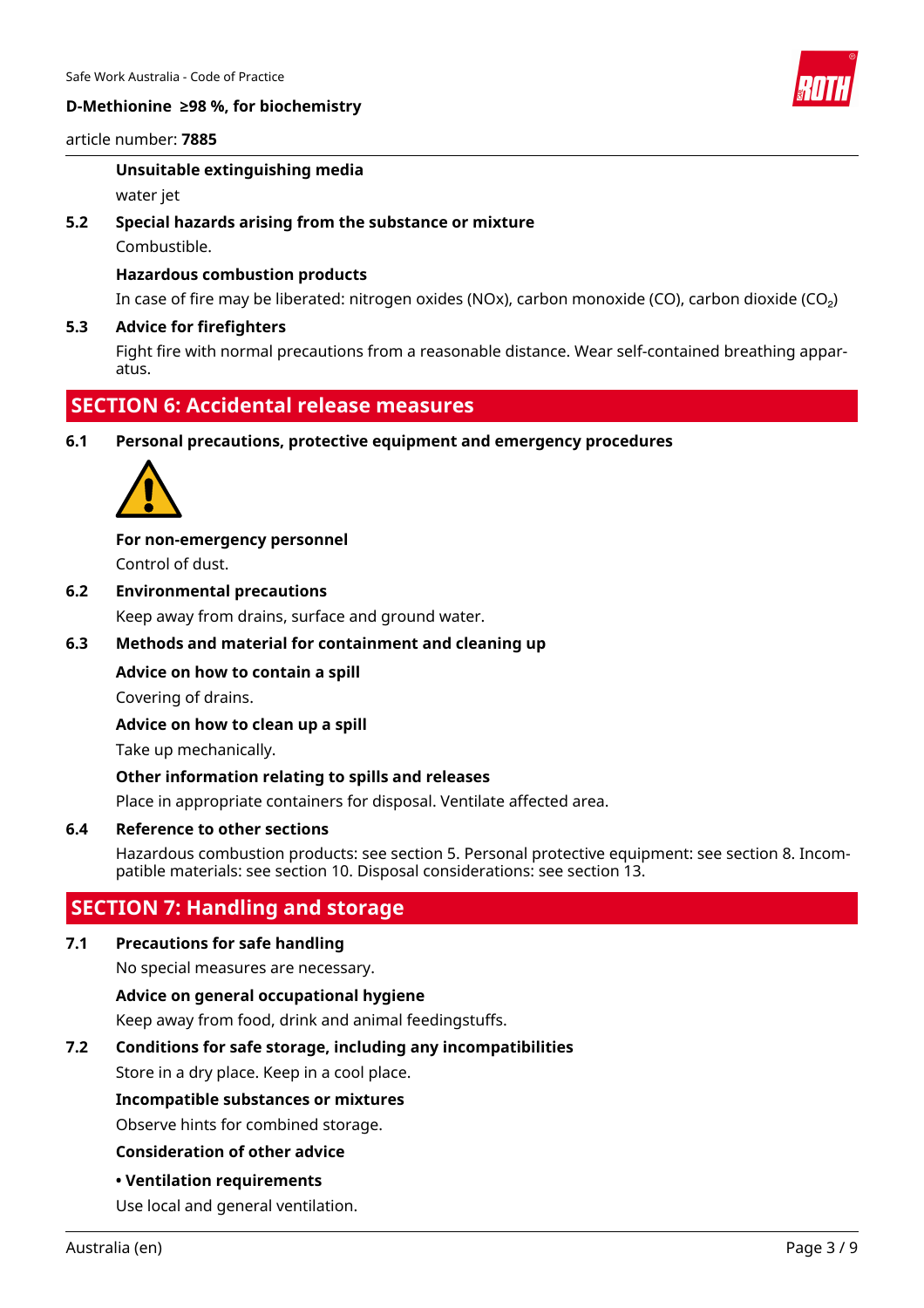**Unsuitable extinguishing media**

water jet

**5.2 Special hazards arising from the substance or mixture**

Combustible.

**Hazardous combustion products**

In case of fire may be liberated: nitrogen oxides (NOx), carbon monoxide (CO), carbon dioxide ($CO_2$)

**5.3 Advice for firefighters**

Fight fire with normal precautions from a reasonable distance. Wear self-contained breathing apparatus.

## SECTION 6: Accidental release measures

**6.1 Personal precautions, protective equipment and emergency procedures**

**For non-emergency personnel**

Control of dust.

**6.2 Environmental precautions**

Keep away from drains, surface and ground water.

**6.3 Methods and material for containment and cleaning up**

**Advice on how to contain a spill**

Covering of drains.

**Advice on how to clean up a spill**

Take up mechanically.

**Other information relating to spills and releases**

Place in appropriate containers for disposal. Ventilate affected area.

**6.4 Reference to other sections**

Hazardous combustion products: see section 5. Personal protective equipment: see section 8. Incompatible materials: see section 10. Disposal considerations: see section 13.

## SECTION 7: Handling and storage

**7.1 Precautions for safe handling**

No special measures are necessary.

**Advice on general occupational hygiene**

Keep away from food, drink and animal feedingstuffs.

**7.2 Conditions for safe storage, including any incompatibilities**

Store in a dry place. Keep in a cool place.

**Incompatible substances or mixtures**

Observe hints for combined storage.

**Consideration of other advice**

**• Ventilation requirements**

Use local and general ventilation.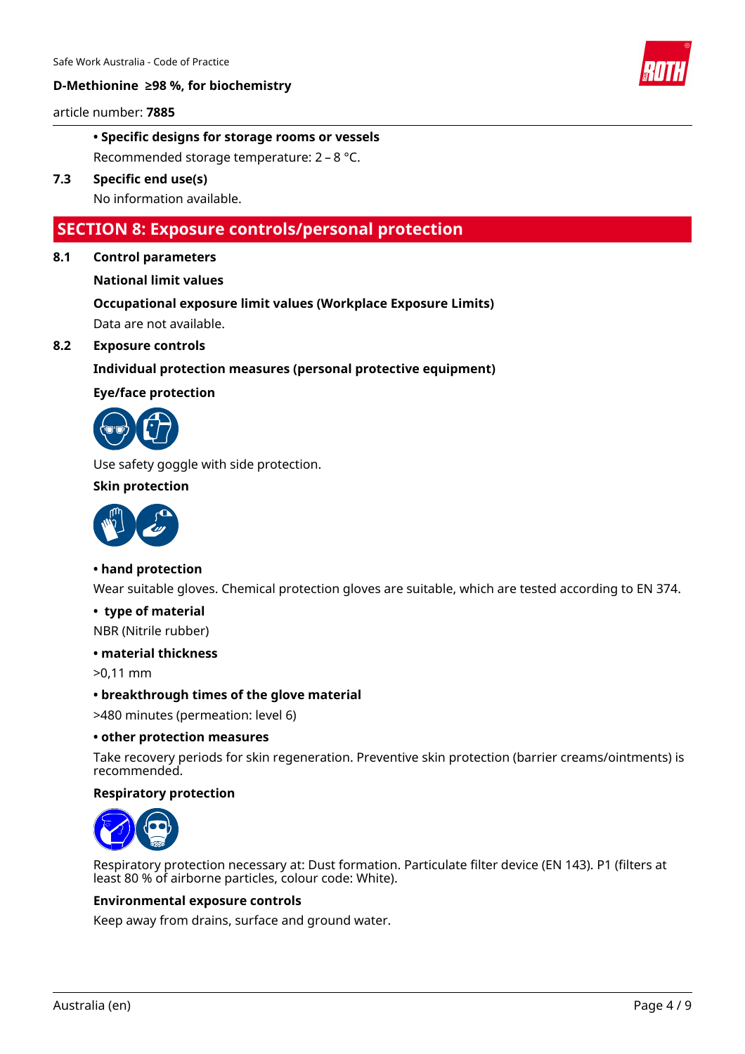**• Specific designs for storage rooms or vessels**

Recommended storage temperature: 2 – 8 °C.

**7.3 Specific end use(s)**

No information available.

## SECTION 8: Exposure controls/personal protection

**8.1 Control parameters**

**National limit values**

**Occupational exposure limit values (Workplace Exposure Limits)**

Data are not available.

**8.2 Exposure controls**

**Individual protection measures (personal protective equipment)**

**Eye/face protection**

Use safety goggle with side protection.

**Skin protection**

**• hand protection**

Wear suitable gloves. Chemical protection gloves are suitable, which are tested according to EN 374.

**• type of material**

NBR (Nitrile rubber)

**• material thickness**

>0,11 mm

**• breakthrough times of the glove material**

>480 minutes (permeation: level 6)

**• other protection measures**

Take recovery periods for skin regeneration. Preventive skin protection (barrier creams/ointments) is recommended.

**Respiratory protection**

Respiratory protection necessary at: Dust formation. Particulate filter device (EN 143). P1 (filters at least 80 % of airborne particles, colour code: White).

**Environmental exposure controls**

Keep away from drains, surface and ground water.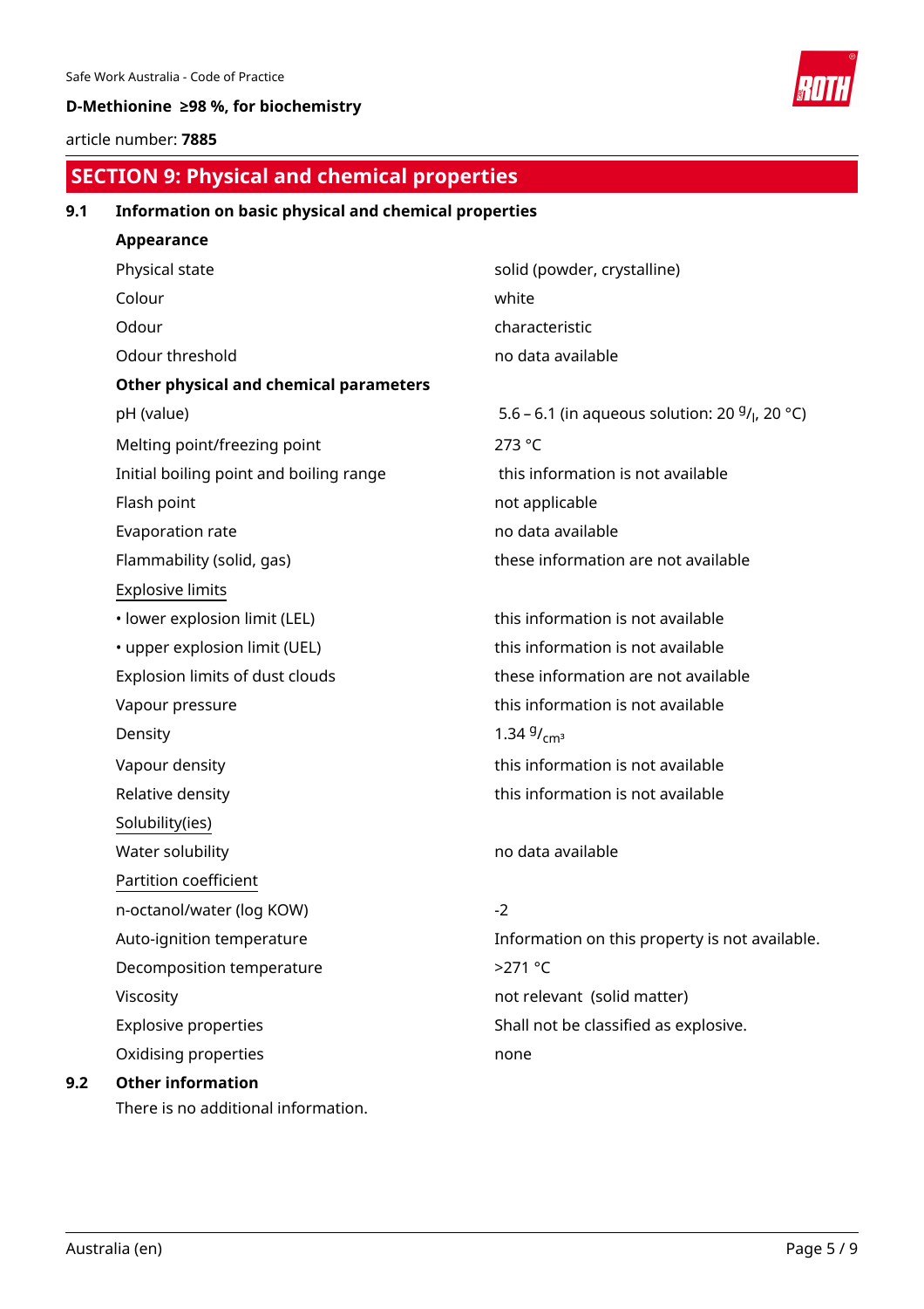## SECTION 9: Physical and chemical properties

### 9.1 Information on basic physical and chemical properties

**Appearance**

| | |
|---|---|
| Physical state | solid (powder, crystalline) |
| Colour | white |
| Odour | characteristic |
| Odour threshold | no data available |

**Other physical and chemical parameters**

| | |
|---|---|
| pH (value) | 5.6 – 6.1 (in aqueous solution: 20 $^{g}/_{l}$, 20 °C) |
| Melting point/freezing point | 273 °C |
| Initial boiling point and boiling range | this information is not available |
| Flash point | not applicable |
| Evaporation rate | no data available |
| Flammability (solid, gas) | these information are not available |
| Explosive limits | |
| • lower explosion limit (LEL) | this information is not available |
| • upper explosion limit (UEL) | this information is not available |
| Explosion limits of dust clouds | these information are not available |
| Vapour pressure | this information is not available |
| Density | 1.34 $^{g}/_{cm^3}$ |
| Vapour density | this information is not available |
| Relative density | this information is not available |
| Solubility(ies) | |
| Water solubility | no data available |
| Partition coefficient | |
| n-octanol/water (log KOW) | -2 |
| Auto-ignition temperature | Information on this property is not available. |
| Decomposition temperature | >271 °C |
| Viscosity | not relevant (solid matter) |
| Explosive properties | Shall not be classified as explosive. |
| Oxidising properties | none |

### 9.2 Other information

There is no additional information.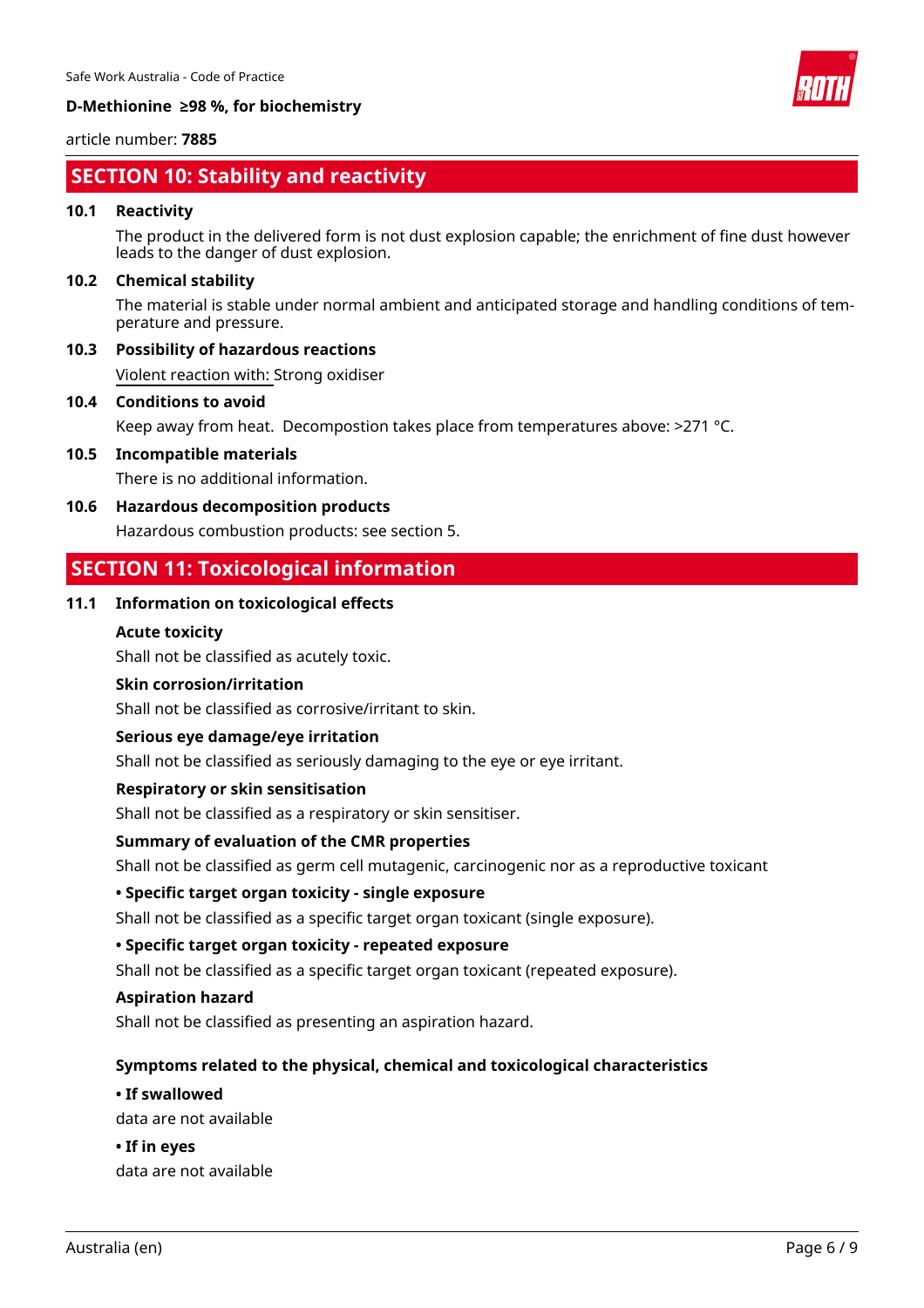## SECTION 10: Stability and reactivity

### 10.1 Reactivity

The product in the delivered form is not dust explosion capable; the enrichment of fine dust however leads to the danger of dust explosion.

### 10.2 Chemical stability

The material is stable under normal ambient and anticipated storage and handling conditions of temperature and pressure.

### 10.3 Possibility of hazardous reactions

Violent reaction with: Strong oxidiser

### 10.4 Conditions to avoid

Keep away from heat. Decompostion takes place from temperatures above: >271 °C.

### 10.5 Incompatible materials

There is no additional information.

### 10.6 Hazardous decomposition products

Hazardous combustion products: see section 5.

## SECTION 11: Toxicological information

### 11.1 Information on toxicological effects

**Acute toxicity**

Shall not be classified as acutely toxic.

**Skin corrosion/irritation**

Shall not be classified as corrosive/irritant to skin.

**Serious eye damage/eye irritation**

Shall not be classified as seriously damaging to the eye or eye irritant.

**Respiratory or skin sensitisation**

Shall not be classified as a respiratory or skin sensitiser.

**Summary of evaluation of the CMR properties**

Shall not be classified as germ cell mutagenic, carcinogenic nor as a reproductive toxicant

**• Specific target organ toxicity - single exposure**

Shall not be classified as a specific target organ toxicant (single exposure).

**• Specific target organ toxicity - repeated exposure**

Shall not be classified as a specific target organ toxicant (repeated exposure).

**Aspiration hazard**

Shall not be classified as presenting an aspiration hazard.

**Symptoms related to the physical, chemical and toxicological characteristics**

**• If swallowed**

data are not available

**• If in eyes**

data are not available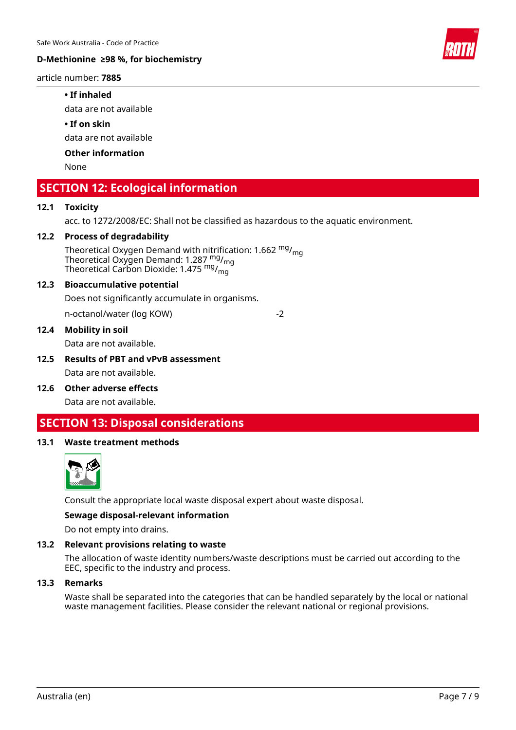**• If inhaled**

data are not available

**• If on skin**

data are not available

**Other information**

None

## SECTION 12: Ecological information

### 12.1 Toxicity

acc. to 1272/2008/EC: Shall not be classified as hazardous to the aquatic environment.

### 12.2 Process of degradability

Theoretical Oxygen Demand with nitrification: 1.662 $^{mg}/_{mg}$
Theoretical Oxygen Demand: 1.287 $^{mg}/_{mg}$
Theoretical Carbon Dioxide: 1.475 $^{mg}/_{mg}$

### 12.3 Bioaccumulative potential

Does not significantly accumulate in organisms.

| | |
|---|---|
| n-octanol/water (log KOW) | -2 |

### 12.4 Mobility in soil

Data are not available.

### 12.5 Results of PBT and vPvB assessment

Data are not available.

### 12.6 Other adverse effects

Data are not available.

## SECTION 13: Disposal considerations

### 13.1 Waste treatment methods

Consult the appropriate local waste disposal expert about waste disposal.

**Sewage disposal-relevant information**

Do not empty into drains.

### 13.2 Relevant provisions relating to waste

The allocation of waste identity numbers/waste descriptions must be carried out according to the EEC, specific to the industry and process.

### 13.3 Remarks

Waste shall be separated into the categories that can be handled separately by the local or national waste management facilities. Please consider the relevant national or regional provisions.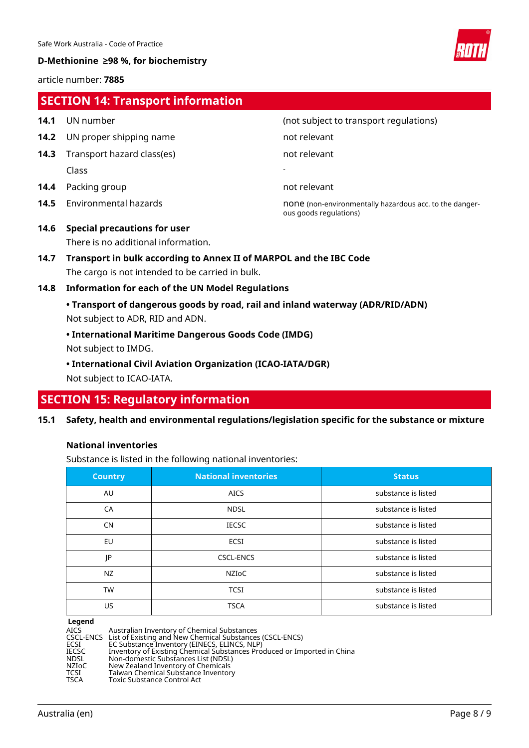## SECTION 14: Transport information

| | | |
|---|---|---|
| **14.1** | UN number | (not subject to transport regulations) |
| **14.2** | UN proper shipping name | not relevant |
| **14.3** | Transport hazard class(es) | not relevant |
| | Class | - |
| **14.4** | Packing group | not relevant |
| **14.5** | Environmental hazards | none (non-environmentally hazardous acc. to the dangerous goods regulations) |

**14.6 Special precautions for user**

There is no additional information.

**14.7 Transport in bulk according to Annex II of MARPOL and the IBC Code**

The cargo is not intended to be carried in bulk.

**14.8 Information for each of the UN Model Regulations**

**• Transport of dangerous goods by road, rail and inland waterway (ADR/RID/ADN)**

Not subject to ADR, RID and ADN.

**• International Maritime Dangerous Goods Code (IMDG)**

Not subject to IMDG.

**• International Civil Aviation Organization (ICAO-IATA/DGR)**

Not subject to ICAO-IATA.

## SECTION 15: Regulatory information

**15.1 Safety, health and environmental regulations/legislation specific for the substance or mixture**

**National inventories**

Substance is listed in the following national inventories:

| Country | National inventories | Status |
|---|---|---|
| AU | AICS | substance is listed |
| CA | NDSL | substance is listed |
| CN | IECSC | substance is listed |
| EU | ECSI | substance is listed |
| JP | CSCL-ENCS | substance is listed |
| NZ | NZIoC | substance is listed |
| TW | TCSI | substance is listed |
| US | TSCA | substance is listed |

**Legend**

AICS Australian Inventory of Chemical Substances
CSCL-ENCS List of Existing and New Chemical Substances (CSCL-ENCS)
ECSI EC Substance Inventory (EINECS, ELINCS, NLP)
IECSC Inventory of Existing Chemical Substances Produced or Imported in China
NDSL Non-domestic Substances List (NDSL)
NZIoC New Zealand Inventory of Chemicals
TCSI Taiwan Chemical Substance Inventory
TSCA Toxic Substance Control Act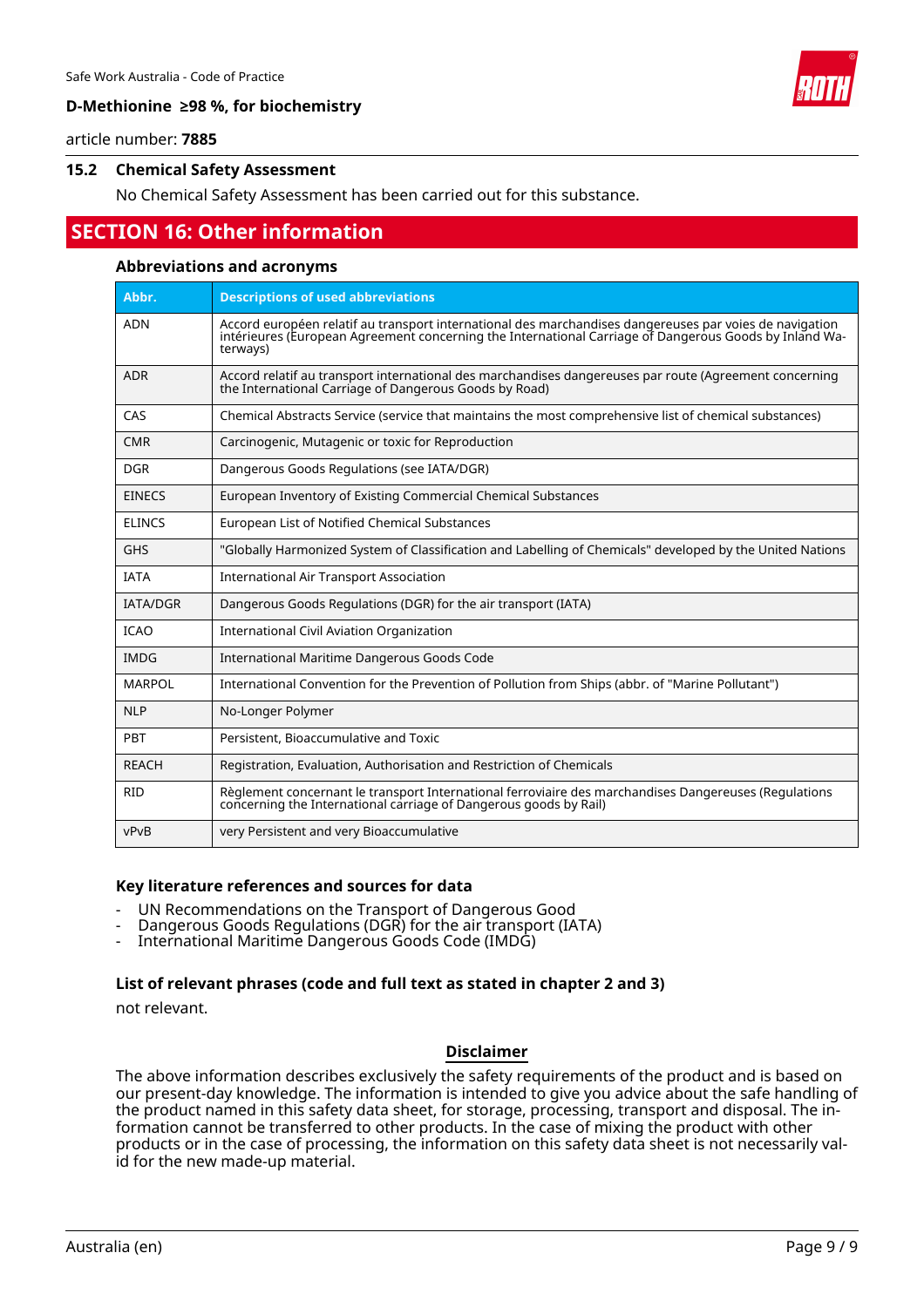### 15.2 Chemical Safety Assessment

No Chemical Safety Assessment has been carried out for this substance.

## SECTION 16: Other information

### Abbreviations and acronyms

| Abbr. | Descriptions of used abbreviations |
|---|---|
| ADN | Accord européen relatif au transport international des marchandises dangereuses par voies de navigation intérieures (European Agreement concerning the International Carriage of Dangerous Goods by Inland Waterways) |
| ADR | Accord relatif au transport international des marchandises dangereuses par route (Agreement concerning the International Carriage of Dangerous Goods by Road) |
| CAS | Chemical Abstracts Service (service that maintains the most comprehensive list of chemical substances) |
| CMR | Carcinogenic, Mutagenic or toxic for Reproduction |
| DGR | Dangerous Goods Regulations (see IATA/DGR) |
| EINECS | European Inventory of Existing Commercial Chemical Substances |
| ELINCS | European List of Notified Chemical Substances |
| GHS | "Globally Harmonized System of Classification and Labelling of Chemicals" developed by the United Nations |
| IATA | International Air Transport Association |
| IATA/DGR | Dangerous Goods Regulations (DGR) for the air transport (IATA) |
| ICAO | International Civil Aviation Organization |
| IMDG | International Maritime Dangerous Goods Code |
| MARPOL | International Convention for the Prevention of Pollution from Ships (abbr. of "Marine Pollutant") |
| NLP | No-Longer Polymer |
| PBT | Persistent, Bioaccumulative and Toxic |
| REACH | Registration, Evaluation, Authorisation and Restriction of Chemicals |
| RID | Règlement concernant le transport International ferroviaire des marchandises Dangereuses (Regulations concerning the International carriage of Dangerous goods by Rail) |
| vPvB | very Persistent and very Bioaccumulative |

### Key literature references and sources for data

- UN Recommendations on the Transport of Dangerous Good
- Dangerous Goods Regulations (DGR) for the air transport (IATA)
- International Maritime Dangerous Goods Code (IMDG)

### List of relevant phrases (code and full text as stated in chapter 2 and 3)

not relevant.

**Disclaimer**

The above information describes exclusively the safety requirements of the product and is based on our present-day knowledge. The information is intended to give you advice about the safe handling of the product named in this safety data sheet, for storage, processing, transport and disposal. The information cannot be transferred to other products. In the case of mixing the product with other products or in the case of processing, the information on this safety data sheet is not necessarily valid for the new made-up material.